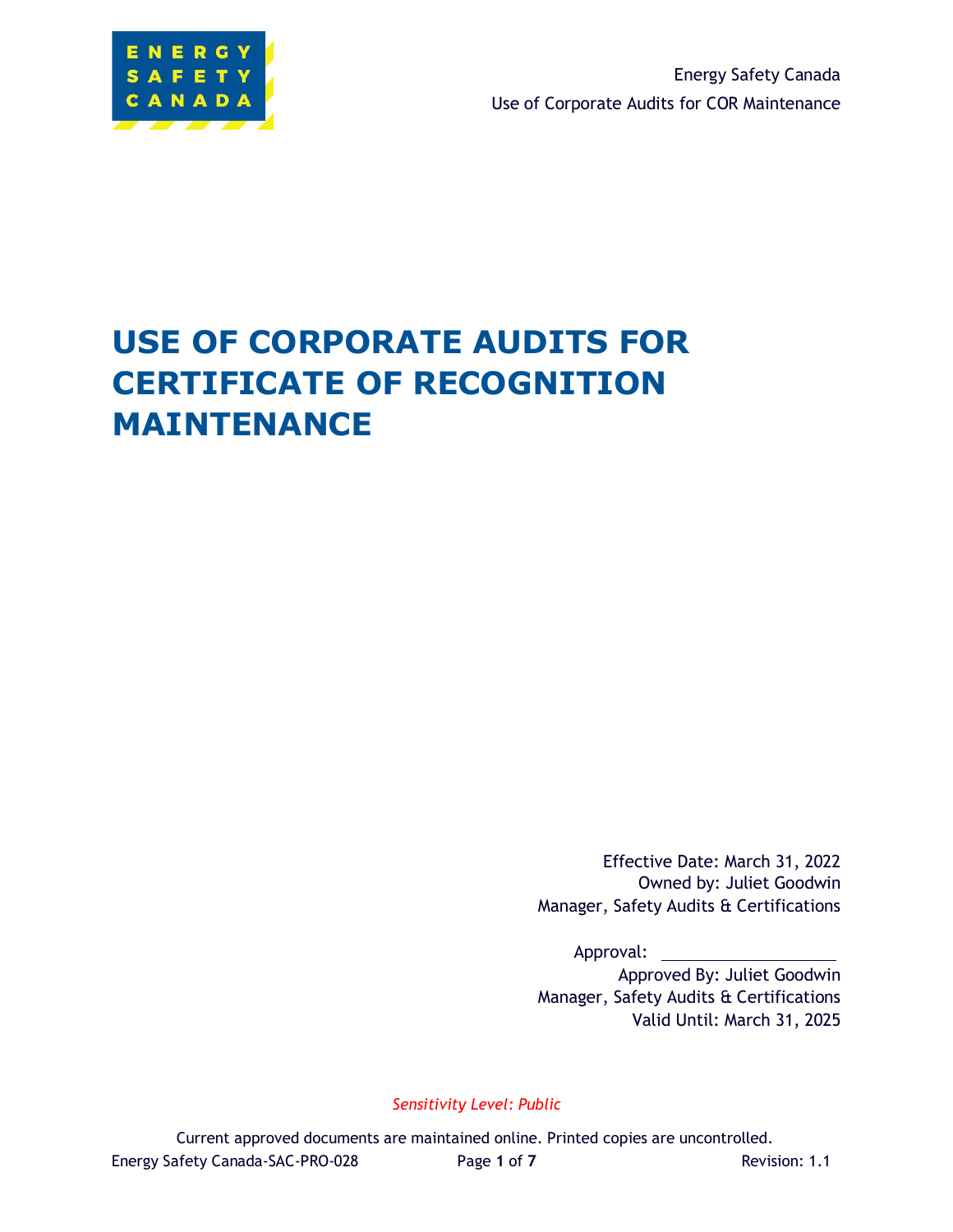# USE OF CORPORATE AUDITS FOR CERTIFICATE OF RECOGNITION MAINTENANCE

Effective Date: March 31, 2022
Owned by: Juliet Goodwin
Manager, Safety Audits & Certifications

Approval: ____________________
Approved By: Juliet Goodwin
Manager, Safety Audits & Certifications
Valid Until: March 31, 2025

*Sensitivity Level: Public*

Current approved documents are maintained online. Printed copies are uncontrolled.

Energy Safety Canada-SAC-PRO-028 Revision: 1.1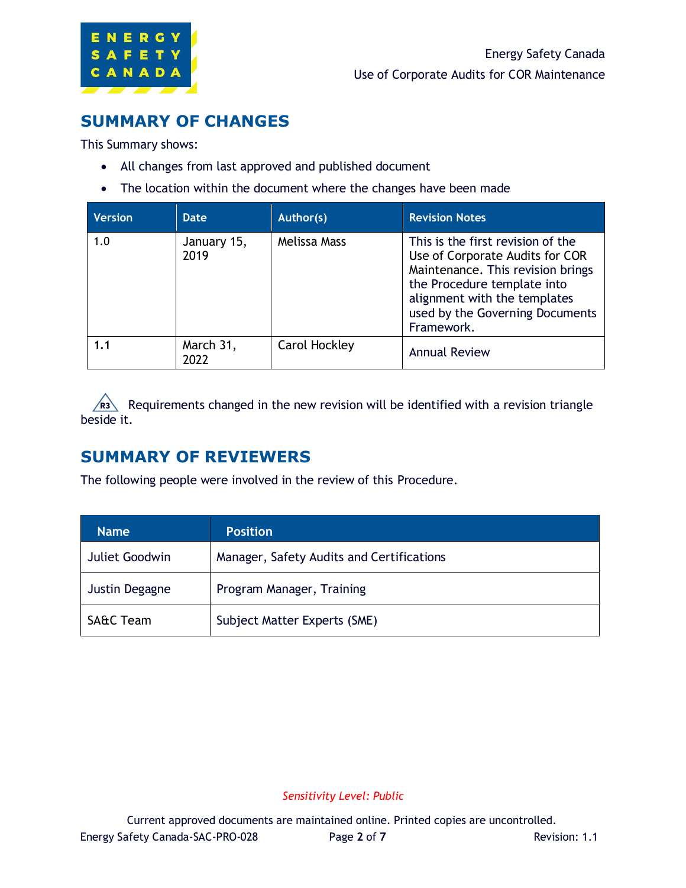## SUMMARY OF CHANGES

This Summary shows:

- All changes from last approved and published document
- The location within the document where the changes have been made

| Version | Date | Author(s) | Revision Notes |
|---|---|---|---|
| 1.0 | January 15, 2019 | Melissa Mass | This is the first revision of the Use of Corporate Audits for COR Maintenance. This revision brings the Procedure template into alignment with the templates used by the Governing Documents Framework. |
| **1.1** | March 31, 2022 | Carol Hockley | Annual Review |

R3 Requirements changed in the new revision will be identified with a revision triangle beside it.

## SUMMARY OF REVIEWERS

The following people were involved in the review of this Procedure.

| Name | Position |
|---|---|
| Juliet Goodwin | Manager, Safety Audits and Certifications |
| Justin Degagne | Program Manager, Training |
| SA&C Team | Subject Matter Experts (SME) |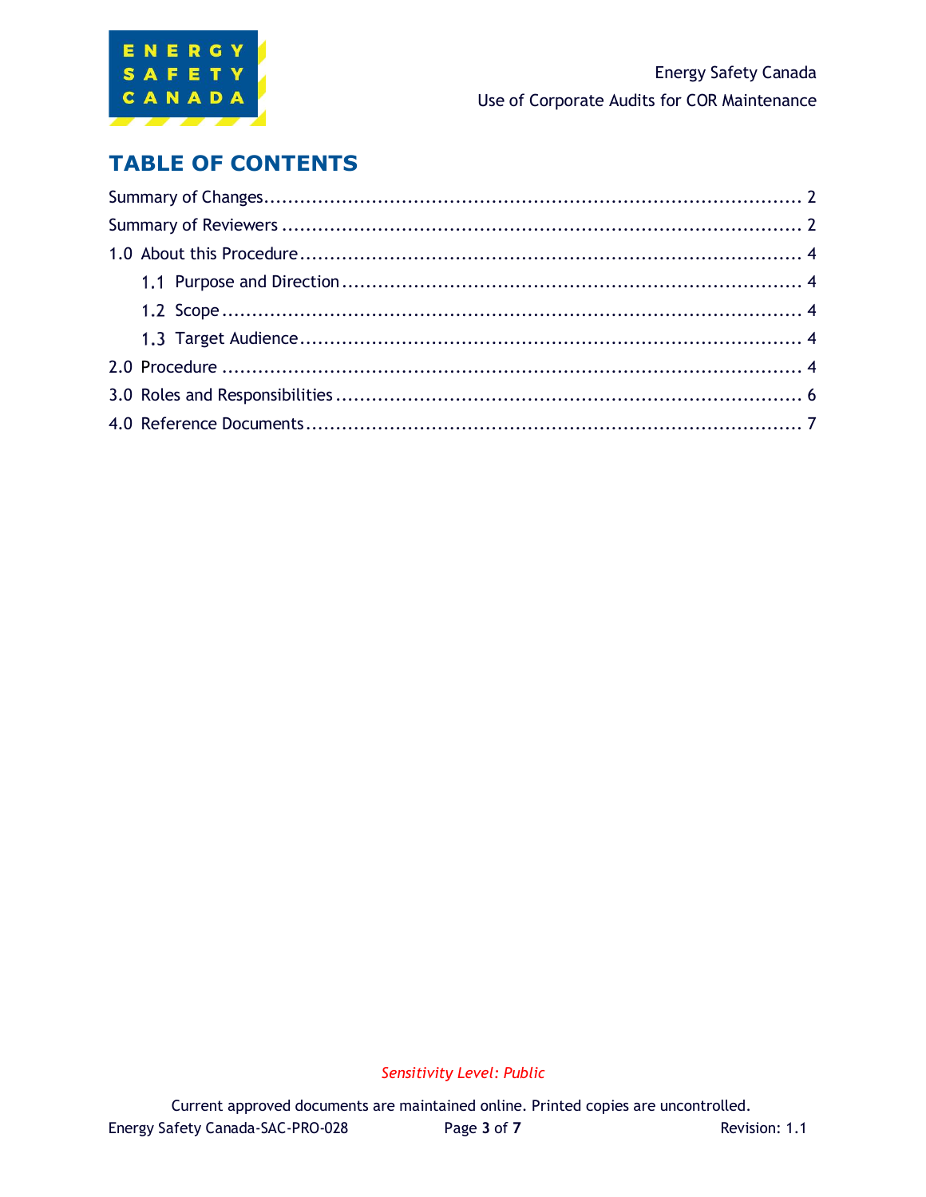# TABLE OF CONTENTS

Summary of Changes ........................................................................................ 2

Summary of Reviewers ...................................................................................... 2

1.0 About this Procedure ..................................................................................... 4

- 1.1 Purpose and Direction ............................................................................. 4
- 1.2 Scope ......................................................................................................... 4
- 1.3 Target Audience ....................................................................................... 4

2.0 Procedure ........................................................................................................ 4

3.0 Roles and Responsibilities ............................................................................. 6

4.0 Reference Documents .................................................................................... 7

*Sensitivity Level: Public*

Current approved documents are maintained online. Printed copies are uncontrolled.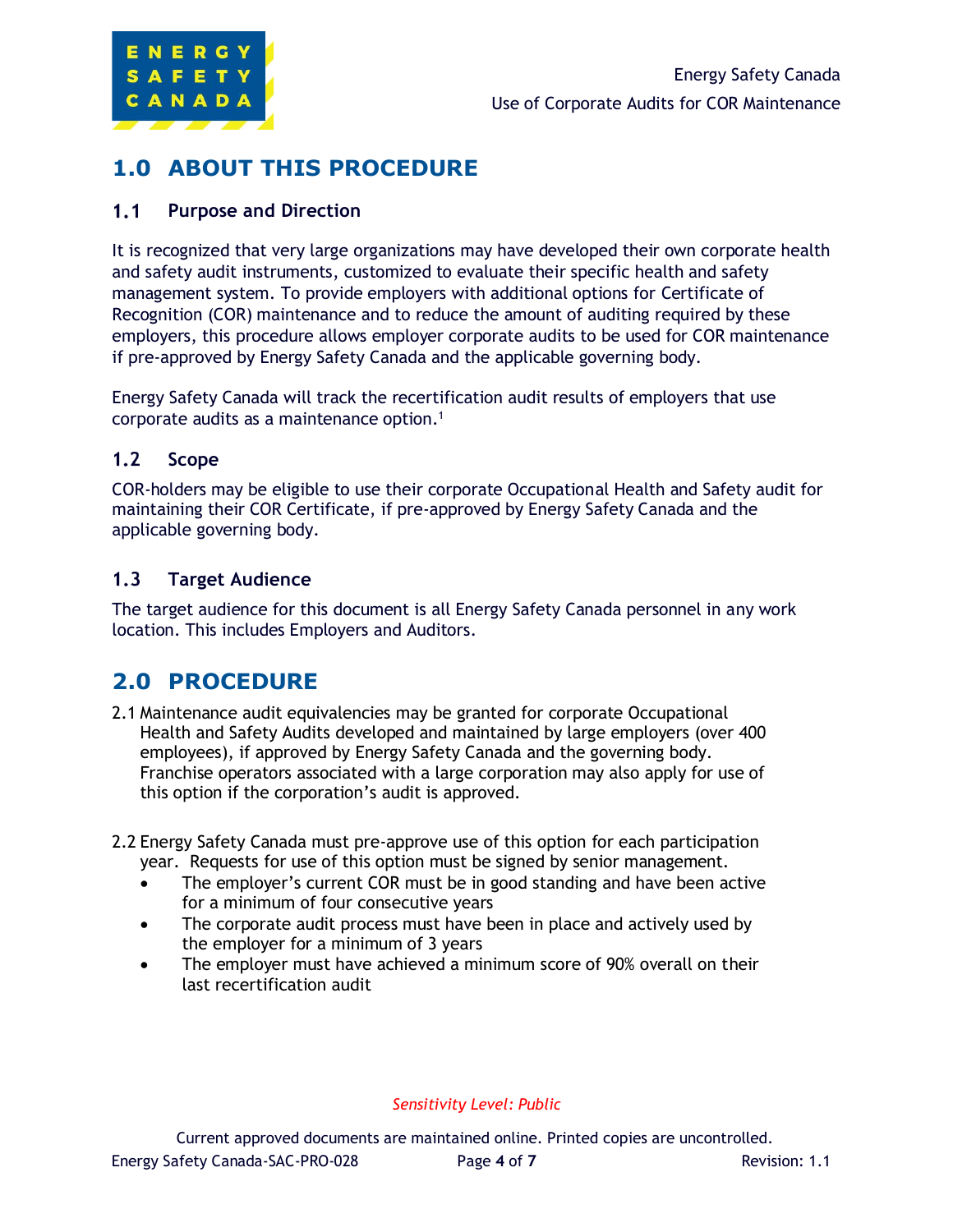# 1.0 ABOUT THIS PROCEDURE

## 1.1 Purpose and Direction

It is recognized that very large organizations may have developed their own corporate health and safety audit instruments, customized to evaluate their specific health and safety management system. To provide employers with additional options for Certificate of Recognition (COR) maintenance and to reduce the amount of auditing required by these employers, this procedure allows employer corporate audits to be used for COR maintenance if pre-approved by Energy Safety Canada and the applicable governing body.

Energy Safety Canada will track the recertification audit results of employers that use corporate audits as a maintenance option.[1]

## 1.2 Scope

COR-holders may be eligible to use their corporate Occupational Health and Safety audit for maintaining their COR Certificate, if pre-approved by Energy Safety Canada and the applicable governing body.

## 1.3 Target Audience

The target audience for this document is all Energy Safety Canada personnel in any work location. This includes Employers and Auditors.

# 2.0 PROCEDURE

2.1 Maintenance audit equivalencies may be granted for corporate Occupational Health and Safety Audits developed and maintained by large employers (over 400 employees), if approved by Energy Safety Canada and the governing body. Franchise operators associated with a large corporation may also apply for use of this option if the corporation's audit is approved.

2.2 Energy Safety Canada must pre-approve use of this option for each participation year. Requests for use of this option must be signed by senior management.

- The employer's current COR must be in good standing and have been active for a minimum of four consecutive years
- The corporate audit process must have been in place and actively used by the employer for a minimum of 3 years
- The employer must have achieved a minimum score of 90% overall on their last recertification audit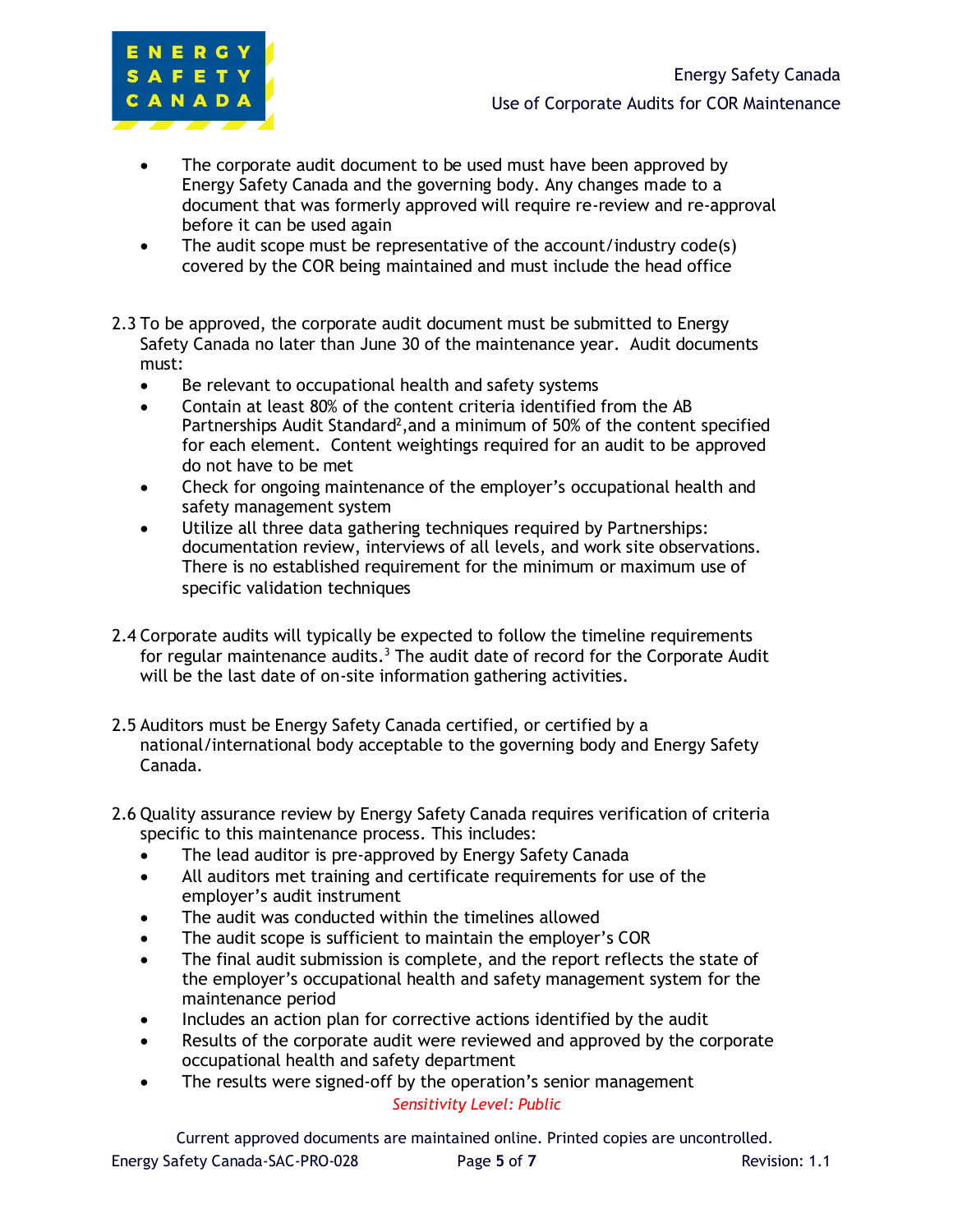- The corporate audit document to be used must have been approved by Energy Safety Canada and the governing body. Any changes made to a document that was formerly approved will require re-review and re-approval before it can be used again
- The audit scope must be representative of the account/industry code(s) covered by the COR being maintained and must include the head office

2.3 To be approved, the corporate audit document must be submitted to Energy Safety Canada no later than June 30 of the maintenance year. Audit documents must:

- Be relevant to occupational health and safety systems
- Contain at least 80% of the content criteria identified from the AB Partnerships Audit Standard[2],and a minimum of 50% of the content specified for each element. Content weightings required for an audit to be approved do not have to be met
- Check for ongoing maintenance of the employer's occupational health and safety management system
- Utilize all three data gathering techniques required by Partnerships: documentation review, interviews of all levels, and work site observations. There is no established requirement for the minimum or maximum use of specific validation techniques

2.4 Corporate audits will typically be expected to follow the timeline requirements for regular maintenance audits.[3] The audit date of record for the Corporate Audit will be the last date of on-site information gathering activities.

2.5 Auditors must be Energy Safety Canada certified, or certified by a national/international body acceptable to the governing body and Energy Safety Canada.

2.6 Quality assurance review by Energy Safety Canada requires verification of criteria specific to this maintenance process. This includes:

- The lead auditor is pre-approved by Energy Safety Canada
- All auditors met training and certificate requirements for use of the employer's audit instrument
- The audit was conducted within the timelines allowed
- The audit scope is sufficient to maintain the employer's COR
- The final audit submission is complete, and the report reflects the state of the employer's occupational health and safety management system for the maintenance period
- Includes an action plan for corrective actions identified by the audit
- Results of the corporate audit were reviewed and approved by the corporate occupational health and safety department
- The results were signed-off by the operation's senior management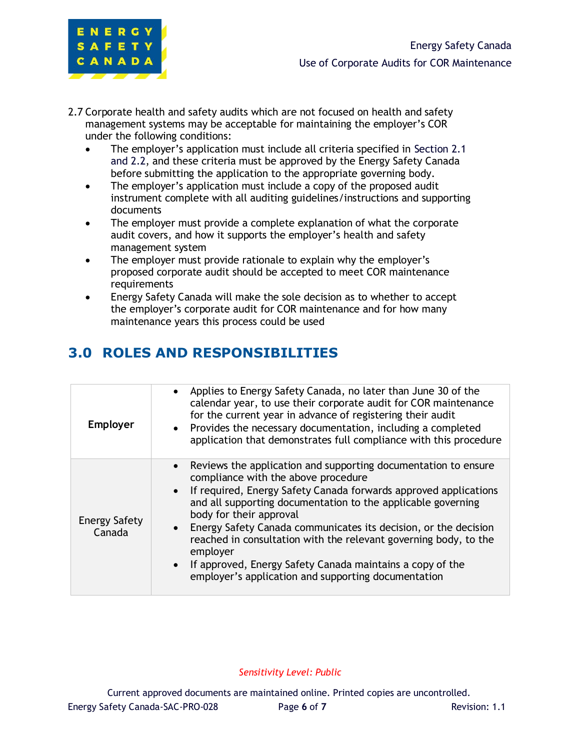2.7 Corporate health and safety audits which are not focused on health and safety management systems may be acceptable for maintaining the employer's COR under the following conditions:

- The employer's application must include all criteria specified in Section 2.1 and 2.2, and these criteria must be approved by the Energy Safety Canada before submitting the application to the appropriate governing body.
- The employer's application must include a copy of the proposed audit instrument complete with all auditing guidelines/instructions and supporting documents
- The employer must provide a complete explanation of what the corporate audit covers, and how it supports the employer's health and safety management system
- The employer must provide rationale to explain why the employer's proposed corporate audit should be accepted to meet COR maintenance requirements
- Energy Safety Canada will make the sole decision as to whether to accept the employer's corporate audit for COR maintenance and for how many maintenance years this process could be used

## 3.0 ROLES AND RESPONSIBILITIES

| | |
|---|---|
| **Employer** | • Applies to Energy Safety Canada, no later than June 30 of the calendar year, to use their corporate audit for COR maintenance for the current year in advance of registering their audit<br>• Provides the necessary documentation, including a completed application that demonstrates full compliance with this procedure |
| Energy Safety Canada | • Reviews the application and supporting documentation to ensure compliance with the above procedure<br>• If required, Energy Safety Canada forwards approved applications and all supporting documentation to the applicable governing body for their approval<br>• Energy Safety Canada communicates its decision, or the decision reached in consultation with the relevant governing body, to the employer<br>• If approved, Energy Safety Canada maintains a copy of the employer's application and supporting documentation |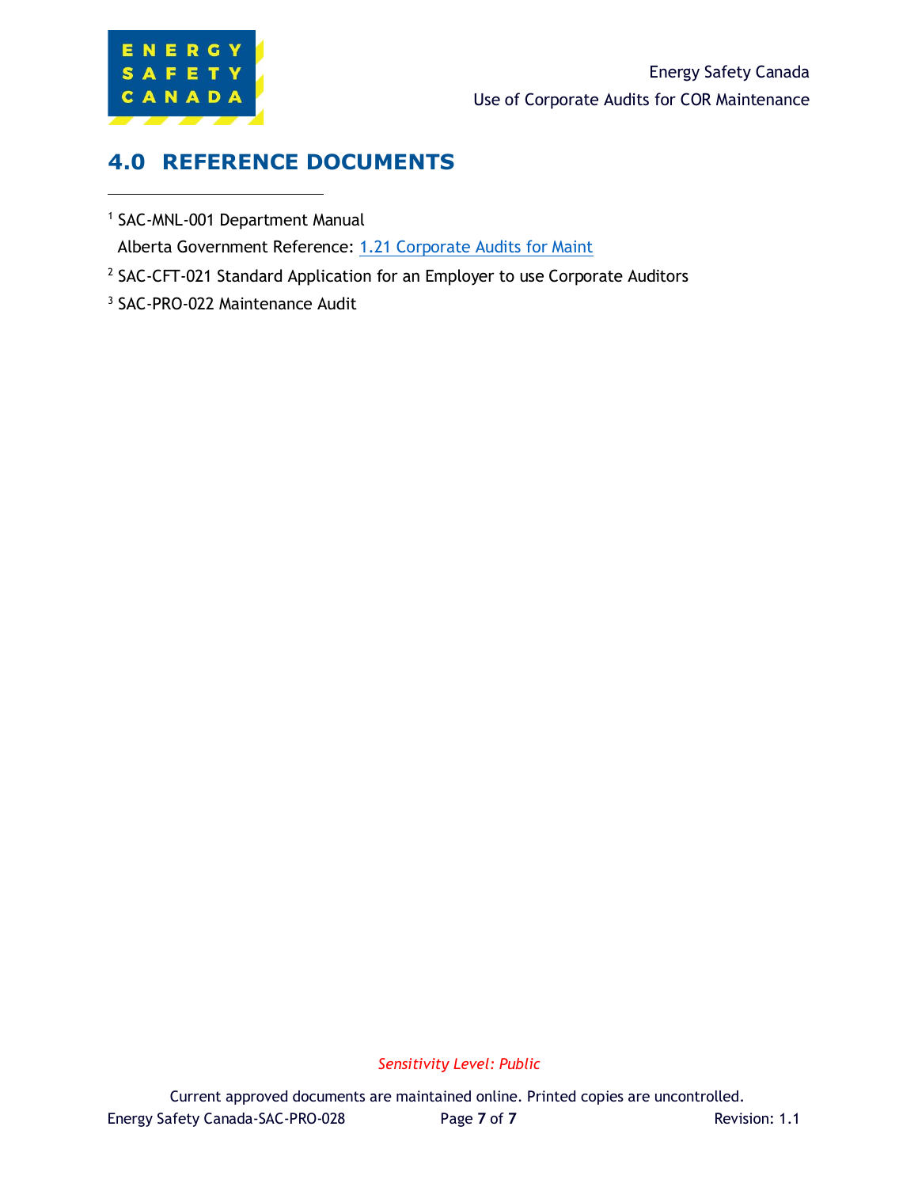## 4.0 REFERENCE DOCUMENTS

---

[1] SAC-MNL-001 Department Manual
Alberta Government Reference: [1.21 Corporate Audits for Maint]

[2] SAC-CFT-021 Standard Application for an Employer to use Corporate Auditors

[3] SAC-PRO-022 Maintenance Audit

*Sensitivity Level: Public*